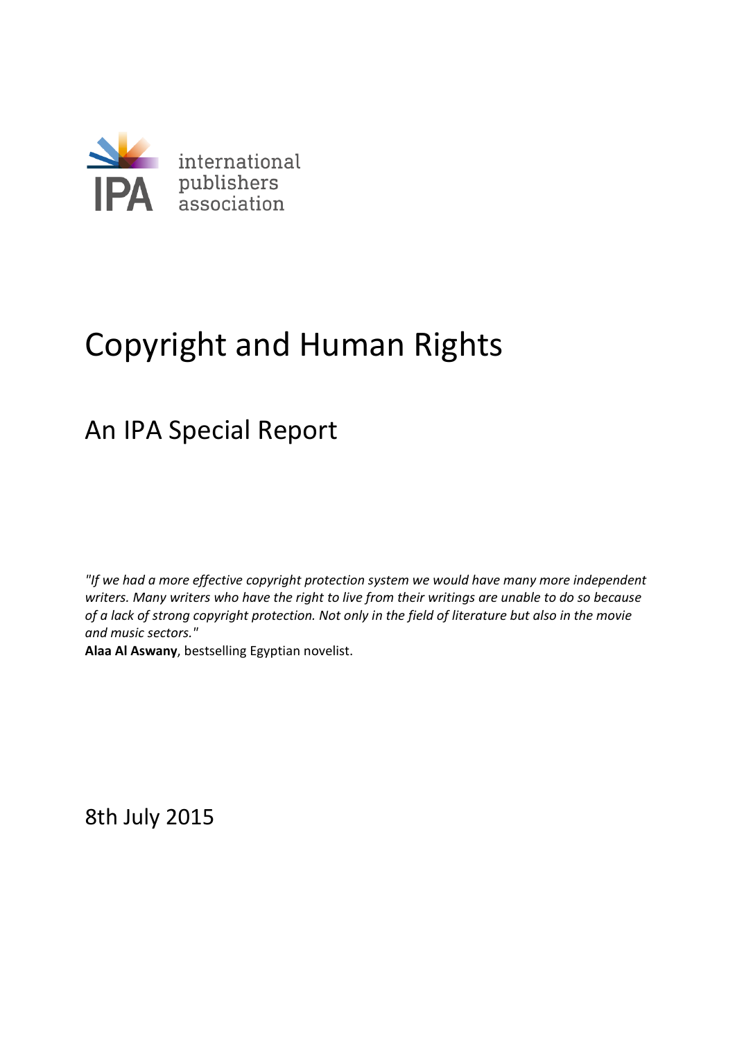international publishers association

# Copyright and Human Rights

## An IPA Special Report

*"If we had a more effective copyright protection system we would have many more independent writers. Many writers who have the right to live from their writings are unable to do so because of a lack of strong copyright protection. Not only in the field of literature but also in the movie and music sectors."*

**Alaa Al Aswany**, bestselling Egyptian novelist.

8th July 2015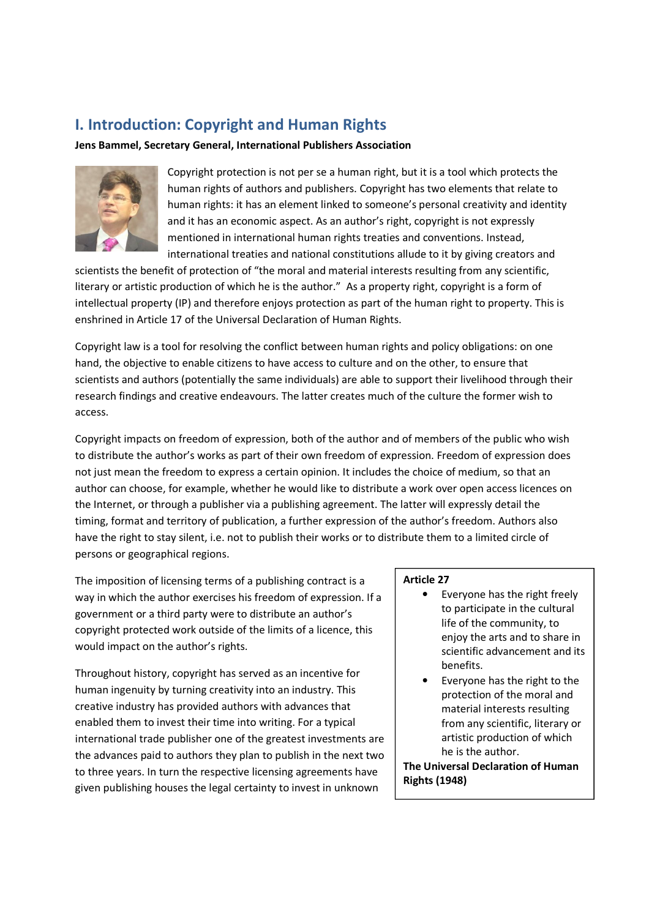## I. Introduction: Copyright and Human Rights

**Jens Bammel, Secretary General, International Publishers Association**

Copyright protection is not per se a human right, but it is a tool which protects the human rights of authors and publishers. Copyright has two elements that relate to human rights: it has an element linked to someone's personal creativity and identity and it has an economic aspect. As an author's right, copyright is not expressly mentioned in international human rights treaties and conventions. Instead, international treaties and national constitutions allude to it by giving creators and scientists the benefit of protection of "the moral and material interests resulting from any scientific, literary or artistic production of which he is the author." As a property right, copyright is a form of intellectual property (IP) and therefore enjoys protection as part of the human right to property. This is enshrined in Article 17 of the Universal Declaration of Human Rights.

Copyright law is a tool for resolving the conflict between human rights and policy obligations: on one hand, the objective to enable citizens to have access to culture and on the other, to ensure that scientists and authors (potentially the same individuals) are able to support their livelihood through their research findings and creative endeavours. The latter creates much of the culture the former wish to access.

Copyright impacts on freedom of expression, both of the author and of members of the public who wish to distribute the author's works as part of their own freedom of expression. Freedom of expression does not just mean the freedom to express a certain opinion. It includes the choice of medium, so that an author can choose, for example, whether he would like to distribute a work over open access licences on the Internet, or through a publisher via a publishing agreement. The latter will expressly detail the timing, format and territory of publication, a further expression of the author's freedom. Authors also have the right to stay silent, i.e. not to publish their works or to distribute them to a limited circle of persons or geographical regions.

The imposition of licensing terms of a publishing contract is a way in which the author exercises his freedom of expression. If a government or a third party were to distribute an author's copyright protected work outside of the limits of a licence, this would impact on the author's rights.

Throughout history, copyright has served as an incentive for human ingenuity by turning creativity into an industry. This creative industry has provided authors with advances that enabled them to invest their time into writing. For a typical international trade publisher one of the greatest investments are the advances paid to authors they plan to publish in the next two to three years. In turn the respective licensing agreements have given publishing houses the legal certainty to invest in unknown

**Article 27**

- Everyone has the right freely to participate in the cultural life of the community, to enjoy the arts and to share in scientific advancement and its benefits.
- Everyone has the right to the protection of the moral and material interests resulting from any scientific, literary or artistic production of which he is the author.

**The Universal Declaration of Human Rights (1948)**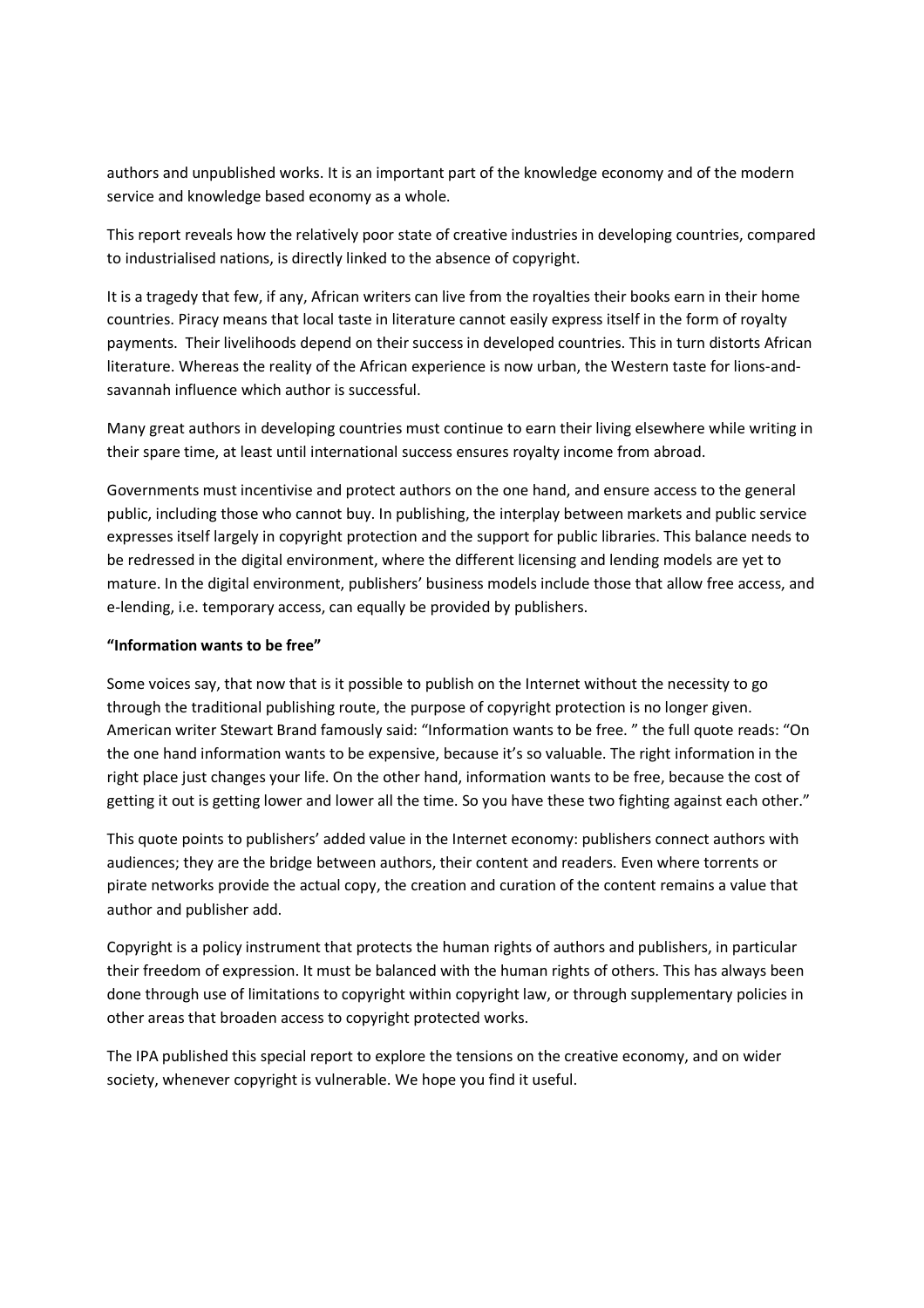authors and unpublished works. It is an important part of the knowledge economy and of the modern service and knowledge based economy as a whole.

This report reveals how the relatively poor state of creative industries in developing countries, compared to industrialised nations, is directly linked to the absence of copyright.

It is a tragedy that few, if any, African writers can live from the royalties their books earn in their home countries. Piracy means that local taste in literature cannot easily express itself in the form of royalty payments. Their livelihoods depend on their success in developed countries. This in turn distorts African literature. Whereas the reality of the African experience is now urban, the Western taste for lions-and-savannah influence which author is successful.

Many great authors in developing countries must continue to earn their living elsewhere while writing in their spare time, at least until international success ensures royalty income from abroad.

Governments must incentivise and protect authors on the one hand, and ensure access to the general public, including those who cannot buy. In publishing, the interplay between markets and public service expresses itself largely in copyright protection and the support for public libraries. This balance needs to be redressed in the digital environment, where the different licensing and lending models are yet to mature. In the digital environment, publishers' business models include those that allow free access, and e-lending, i.e. temporary access, can equally be provided by publishers.

**"Information wants to be free"**

Some voices say, that now that is it possible to publish on the Internet without the necessity to go through the traditional publishing route, the purpose of copyright protection is no longer given. American writer Stewart Brand famously said: "Information wants to be free. " the full quote reads: "On the one hand information wants to be expensive, because it's so valuable. The right information in the right place just changes your life. On the other hand, information wants to be free, because the cost of getting it out is getting lower and lower all the time. So you have these two fighting against each other."

This quote points to publishers' added value in the Internet economy: publishers connect authors with audiences; they are the bridge between authors, their content and readers. Even where torrents or pirate networks provide the actual copy, the creation and curation of the content remains a value that author and publisher add.

Copyright is a policy instrument that protects the human rights of authors and publishers, in particular their freedom of expression. It must be balanced with the human rights of others. This has always been done through use of limitations to copyright within copyright law, or through supplementary policies in other areas that broaden access to copyright protected works.

The IPA published this special report to explore the tensions on the creative economy, and on wider society, whenever copyright is vulnerable. We hope you find it useful.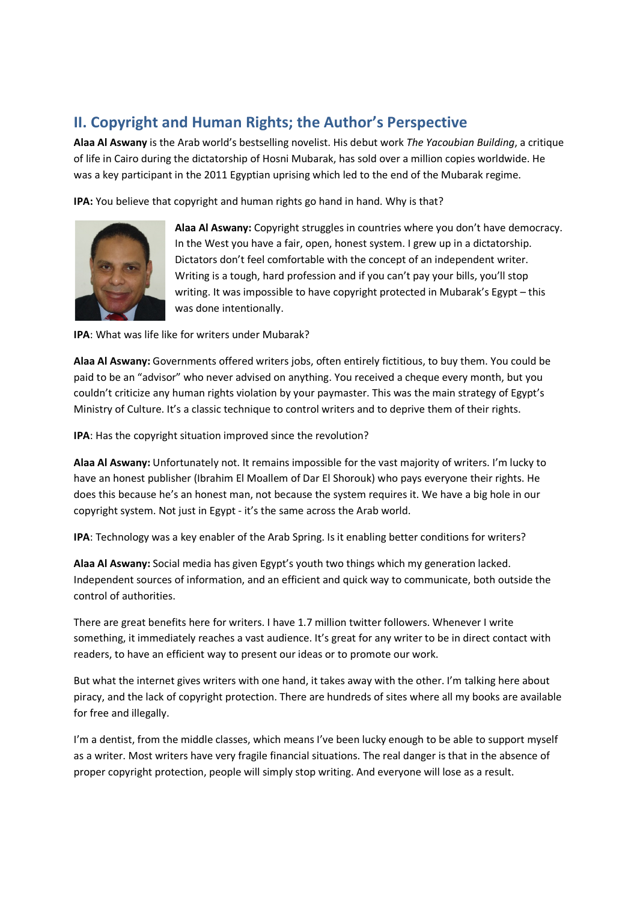## II. Copyright and Human Rights; the Author's Perspective

**Alaa Al Aswany** is the Arab world's bestselling novelist. His debut work *The Yacoubian Building*, a critique of life in Cairo during the dictatorship of Hosni Mubarak, has sold over a million copies worldwide. He was a key participant in the 2011 Egyptian uprising which led to the end of the Mubarak regime.

**IPA:** You believe that copyright and human rights go hand in hand. Why is that?

**Alaa Al Aswany:** Copyright struggles in countries where you don't have democracy. In the West you have a fair, open, honest system. I grew up in a dictatorship. Dictators don't feel comfortable with the concept of an independent writer. Writing is a tough, hard profession and if you can't pay your bills, you'll stop writing. It was impossible to have copyright protected in Mubarak's Egypt – this was done intentionally.

**IPA**: What was life like for writers under Mubarak?

**Alaa Al Aswany:** Governments offered writers jobs, often entirely fictitious, to buy them. You could be paid to be an "advisor" who never advised on anything. You received a cheque every month, but you couldn't criticize any human rights violation by your paymaster. This was the main strategy of Egypt's Ministry of Culture. It's a classic technique to control writers and to deprive them of their rights.

**IPA**: Has the copyright situation improved since the revolution?

**Alaa Al Aswany:** Unfortunately not. It remains impossible for the vast majority of writers. I'm lucky to have an honest publisher (Ibrahim El Moallem of Dar El Shorouk) who pays everyone their rights. He does this because he's an honest man, not because the system requires it. We have a big hole in our copyright system. Not just in Egypt - it's the same across the Arab world.

**IPA**: Technology was a key enabler of the Arab Spring. Is it enabling better conditions for writers?

**Alaa Al Aswany:** Social media has given Egypt's youth two things which my generation lacked. Independent sources of information, and an efficient and quick way to communicate, both outside the control of authorities.

There are great benefits here for writers. I have 1.7 million twitter followers. Whenever I write something, it immediately reaches a vast audience. It's great for any writer to be in direct contact with readers, to have an efficient way to present our ideas or to promote our work.

But what the internet gives writers with one hand, it takes away with the other. I'm talking here about piracy, and the lack of copyright protection. There are hundreds of sites where all my books are available for free and illegally.

I'm a dentist, from the middle classes, which means I've been lucky enough to be able to support myself as a writer. Most writers have very fragile financial situations. The real danger is that in the absence of proper copyright protection, people will simply stop writing. And everyone will lose as a result.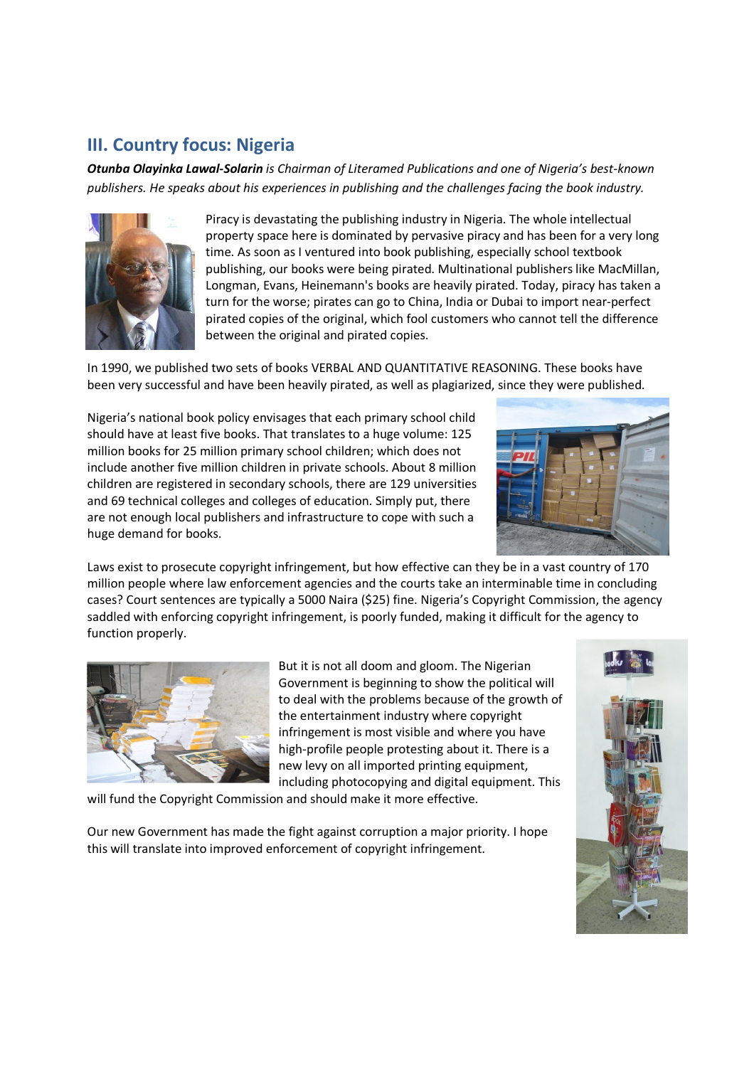## III. Country focus: Nigeria

***Otunba Olayinka Lawal-Solarin** is Chairman of Literamed Publications and one of Nigeria's best-known publishers. He speaks about his experiences in publishing and the challenges facing the book industry.*

Piracy is devastating the publishing industry in Nigeria. The whole intellectual property space here is dominated by pervasive piracy and has been for a very long time. As soon as I ventured into book publishing, especially school textbook publishing, our books were being pirated. Multinational publishers like MacMillan, Longman, Evans, Heinemann's books are heavily pirated. Today, piracy has taken a turn for the worse; pirates can go to China, India or Dubai to import near-perfect pirated copies of the original, which fool customers who cannot tell the difference between the original and pirated copies.

In 1990, we published two sets of books VERBAL AND QUANTITATIVE REASONING. These books have been very successful and have been heavily pirated, as well as plagiarized, since they were published.

Nigeria's national book policy envisages that each primary school child should have at least five books. That translates to a huge volume: 125 million books for 25 million primary school children; which does not include another five million children in private schools. About 8 million children are registered in secondary schools, there are 129 universities and 69 technical colleges and colleges of education. Simply put, there are not enough local publishers and infrastructure to cope with such a huge demand for books.

Laws exist to prosecute copyright infringement, but how effective can they be in a vast country of 170 million people where law enforcement agencies and the courts take an interminable time in concluding cases? Court sentences are typically a 5000 Naira ($25) fine. Nigeria's Copyright Commission, the agency saddled with enforcing copyright infringement, is poorly funded, making it difficult for the agency to function properly.

But it is not all doom and gloom. The Nigerian Government is beginning to show the political will to deal with the problems because of the growth of the entertainment industry where copyright infringement is most visible and where you have high-profile people protesting about it. There is a new levy on all imported printing equipment, including photocopying and digital equipment. This will fund the Copyright Commission and should make it more effective.

Our new Government has made the fight against corruption a major priority. I hope this will translate into improved enforcement of copyright infringement.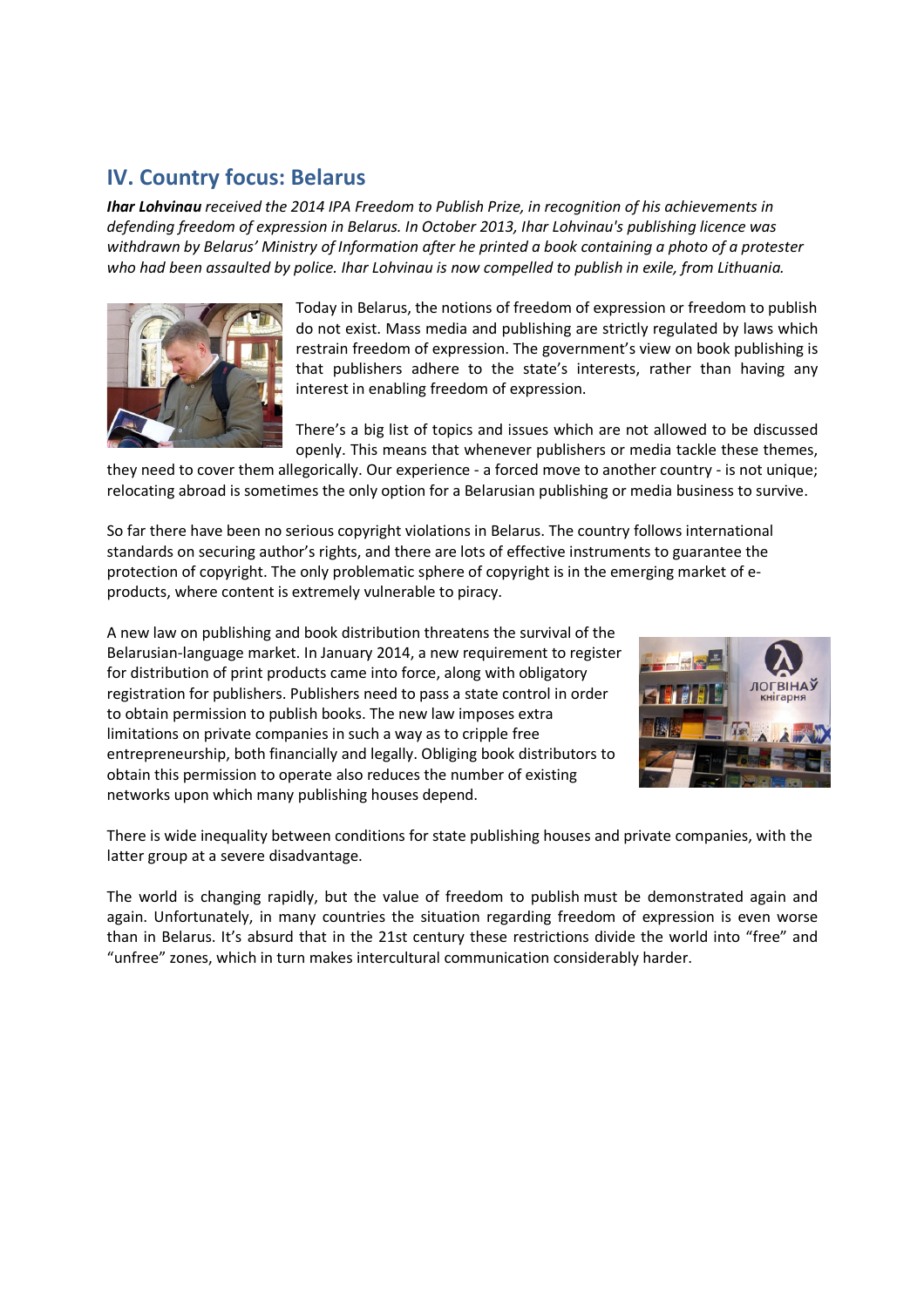## IV. Country focus: Belarus

***Ihar Lohvinau** received the 2014 IPA Freedom to Publish Prize, in recognition of his achievements in defending freedom of expression in Belarus. In October 2013, Ihar Lohvinau's publishing licence was withdrawn by Belarus' Ministry of Information after he printed a book containing a photo of a protester who had been assaulted by police. Ihar Lohvinau is now compelled to publish in exile, from Lithuania.*

Today in Belarus, the notions of freedom of expression or freedom to publish do not exist. Mass media and publishing are strictly regulated by laws which restrain freedom of expression. The government's view on book publishing is that publishers adhere to the state's interests, rather than having any interest in enabling freedom of expression.

There's a big list of topics and issues which are not allowed to be discussed openly. This means that whenever publishers or media tackle these themes, they need to cover them allegorically. Our experience - a forced move to another country - is not unique; relocating abroad is sometimes the only option for a Belarusian publishing or media business to survive.

So far there have been no serious copyright violations in Belarus. The country follows international standards on securing author's rights, and there are lots of effective instruments to guarantee the protection of copyright. The only problematic sphere of copyright is in the emerging market of e-products, where content is extremely vulnerable to piracy.

A new law on publishing and book distribution threatens the survival of the Belarusian-language market. In January 2014, a new requirement to register for distribution of print products came into force, along with obligatory registration for publishers. Publishers need to pass a state control in order to obtain permission to publish books. The new law imposes extra limitations on private companies in such a way as to cripple free entrepreneurship, both financially and legally. Obliging book distributors to obtain this permission to operate also reduces the number of existing networks upon which many publishing houses depend.

There is wide inequality between conditions for state publishing houses and private companies, with the latter group at a severe disadvantage.

The world is changing rapidly, but the value of freedom to publish must be demonstrated again and again. Unfortunately, in many countries the situation regarding freedom of expression is even worse than in Belarus. It's absurd that in the 21st century these restrictions divide the world into "free" and "unfree" zones, which in turn makes intercultural communication considerably harder.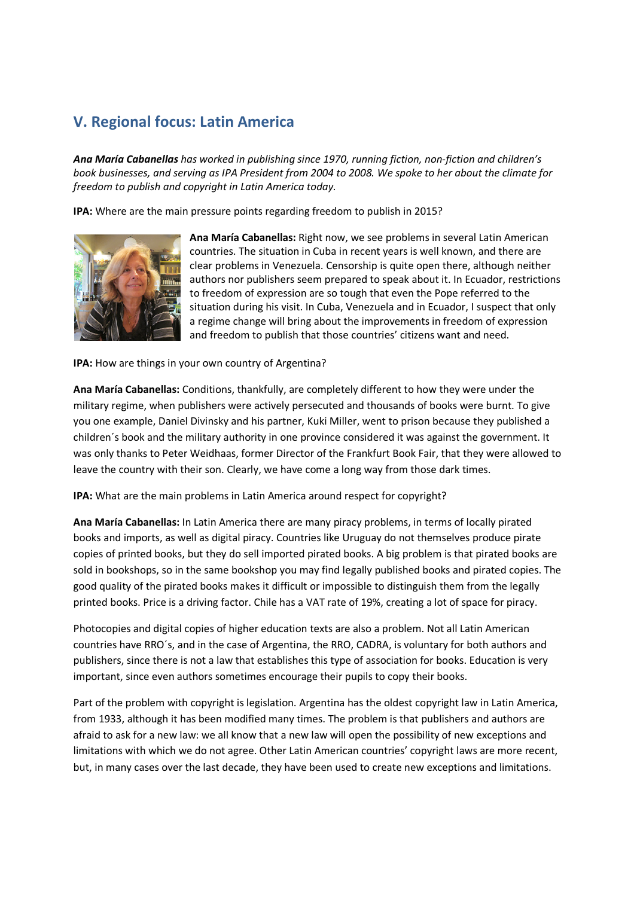## V. Regional focus: Latin America

***Ana María Cabanellas*** *has worked in publishing since 1970, running fiction, non-fiction and children's book businesses, and serving as IPA President from 2004 to 2008. We spoke to her about the climate for freedom to publish and copyright in Latin America today.*

**IPA:** Where are the main pressure points regarding freedom to publish in 2015?

**Ana María Cabanellas:** Right now, we see problems in several Latin American countries. The situation in Cuba in recent years is well known, and there are clear problems in Venezuela. Censorship is quite open there, although neither authors nor publishers seem prepared to speak about it. In Ecuador, restrictions to freedom of expression are so tough that even the Pope referred to the situation during his visit. In Cuba, Venezuela and in Ecuador, I suspect that only a regime change will bring about the improvements in freedom of expression and freedom to publish that those countries' citizens want and need.

**IPA:** How are things in your own country of Argentina?

**Ana María Cabanellas:** Conditions, thankfully, are completely different to how they were under the military regime, when publishers were actively persecuted and thousands of books were burnt. To give you one example, Daniel Divinsky and his partner, Kuki Miller, went to prison because they published a children´s book and the military authority in one province considered it was against the government. It was only thanks to Peter Weidhaas, former Director of the Frankfurt Book Fair, that they were allowed to leave the country with their son. Clearly, we have come a long way from those dark times.

**IPA:** What are the main problems in Latin America around respect for copyright?

**Ana María Cabanellas:** In Latin America there are many piracy problems, in terms of locally pirated books and imports, as well as digital piracy. Countries like Uruguay do not themselves produce pirate copies of printed books, but they do sell imported pirated books. A big problem is that pirated books are sold in bookshops, so in the same bookshop you may find legally published books and pirated copies. The good quality of the pirated books makes it difficult or impossible to distinguish them from the legally printed books. Price is a driving factor. Chile has a VAT rate of 19%, creating a lot of space for piracy.

Photocopies and digital copies of higher education texts are also a problem. Not all Latin American countries have RRO´s, and in the case of Argentina, the RRO, CADRA, is voluntary for both authors and publishers, since there is not a law that establishes this type of association for books. Education is very important, since even authors sometimes encourage their pupils to copy their books.

Part of the problem with copyright is legislation. Argentina has the oldest copyright law in Latin America, from 1933, although it has been modified many times. The problem is that publishers and authors are afraid to ask for a new law: we all know that a new law will open the possibility of new exceptions and limitations with which we do not agree. Other Latin American countries' copyright laws are more recent, but, in many cases over the last decade, they have been used to create new exceptions and limitations.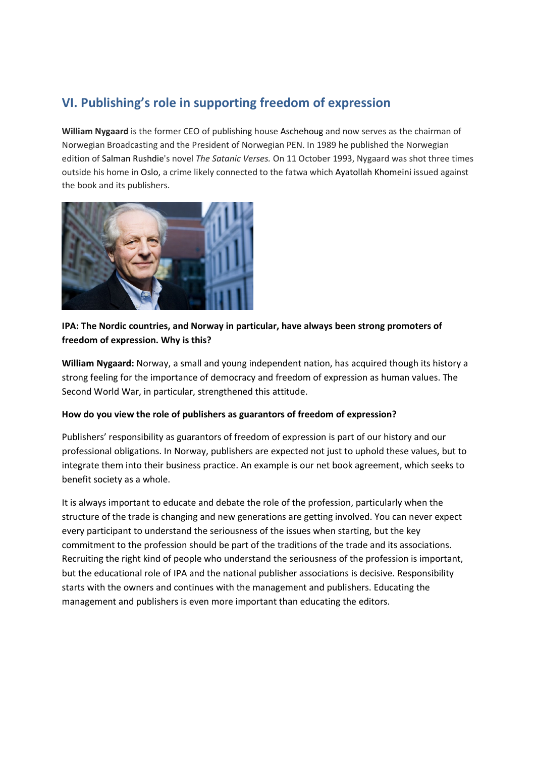## VI. Publishing's role in supporting freedom of expression

**William Nygaard** is the former CEO of publishing house Aschehoug and now serves as the chairman of Norwegian Broadcasting and the President of Norwegian PEN. In 1989 he published the Norwegian edition of Salman Rushdie's novel *The Satanic Verses.* On 11 October 1993, Nygaard was shot three times outside his home in Oslo, a crime likely connected to the fatwa which Ayatollah Khomeini issued against the book and its publishers.

**IPA: The Nordic countries, and Norway in particular, have always been strong promoters of freedom of expression. Why is this?**

**William Nygaard:** Norway, a small and young independent nation, has acquired though its history a strong feeling for the importance of democracy and freedom of expression as human values. The Second World War, in particular, strengthened this attitude.

**How do you view the role of publishers as guarantors of freedom of expression?**

Publishers' responsibility as guarantors of freedom of expression is part of our history and our professional obligations. In Norway, publishers are expected not just to uphold these values, but to integrate them into their business practice. An example is our net book agreement, which seeks to benefit society as a whole.

It is always important to educate and debate the role of the profession, particularly when the structure of the trade is changing and new generations are getting involved. You can never expect every participant to understand the seriousness of the issues when starting, but the key commitment to the profession should be part of the traditions of the trade and its associations. Recruiting the right kind of people who understand the seriousness of the profession is important, but the educational role of IPA and the national publisher associations is decisive. Responsibility starts with the owners and continues with the management and publishers. Educating the management and publishers is even more important than educating the editors.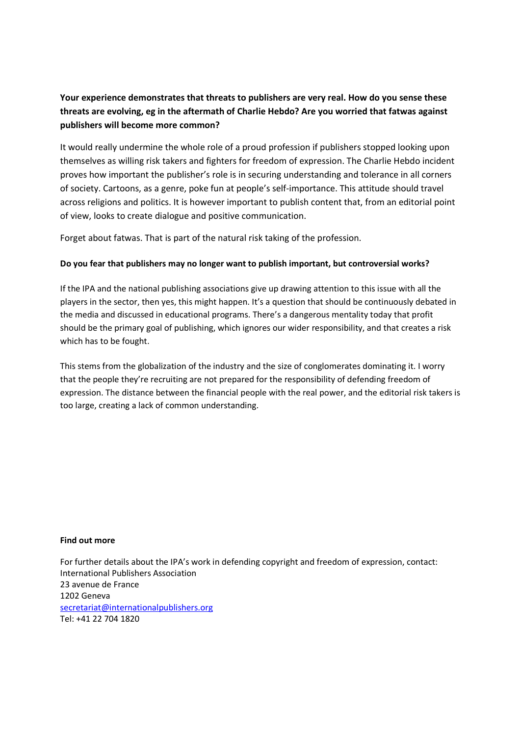**Your experience demonstrates that threats to publishers are very real. How do you sense these threats are evolving, eg in the aftermath of Charlie Hebdo? Are you worried that fatwas against publishers will become more common?**

It would really undermine the whole role of a proud profession if publishers stopped looking upon themselves as willing risk takers and fighters for freedom of expression. The Charlie Hebdo incident proves how important the publisher's role is in securing understanding and tolerance in all corners of society. Cartoons, as a genre, poke fun at people's self-importance. This attitude should travel across religions and politics. It is however important to publish content that, from an editorial point of view, looks to create dialogue and positive communication.

Forget about fatwas. That is part of the natural risk taking of the profession.

**Do you fear that publishers may no longer want to publish important, but controversial works?**

If the IPA and the national publishing associations give up drawing attention to this issue with all the players in the sector, then yes, this might happen. It's a question that should be continuously debated in the media and discussed in educational programs. There's a dangerous mentality today that profit should be the primary goal of publishing, which ignores our wider responsibility, and that creates a risk which has to be fought.

This stems from the globalization of the industry and the size of conglomerates dominating it. I worry that the people they're recruiting are not prepared for the responsibility of defending freedom of expression. The distance between the financial people with the real power, and the editorial risk takers is too large, creating a lack of common understanding.

**Find out more**

For further details about the IPA's work in defending copyright and freedom of expression, contact:
International Publishers Association
23 avenue de France
1202 Geneva
secretariat@internationalpublishers.org
Tel: +41 22 704 1820